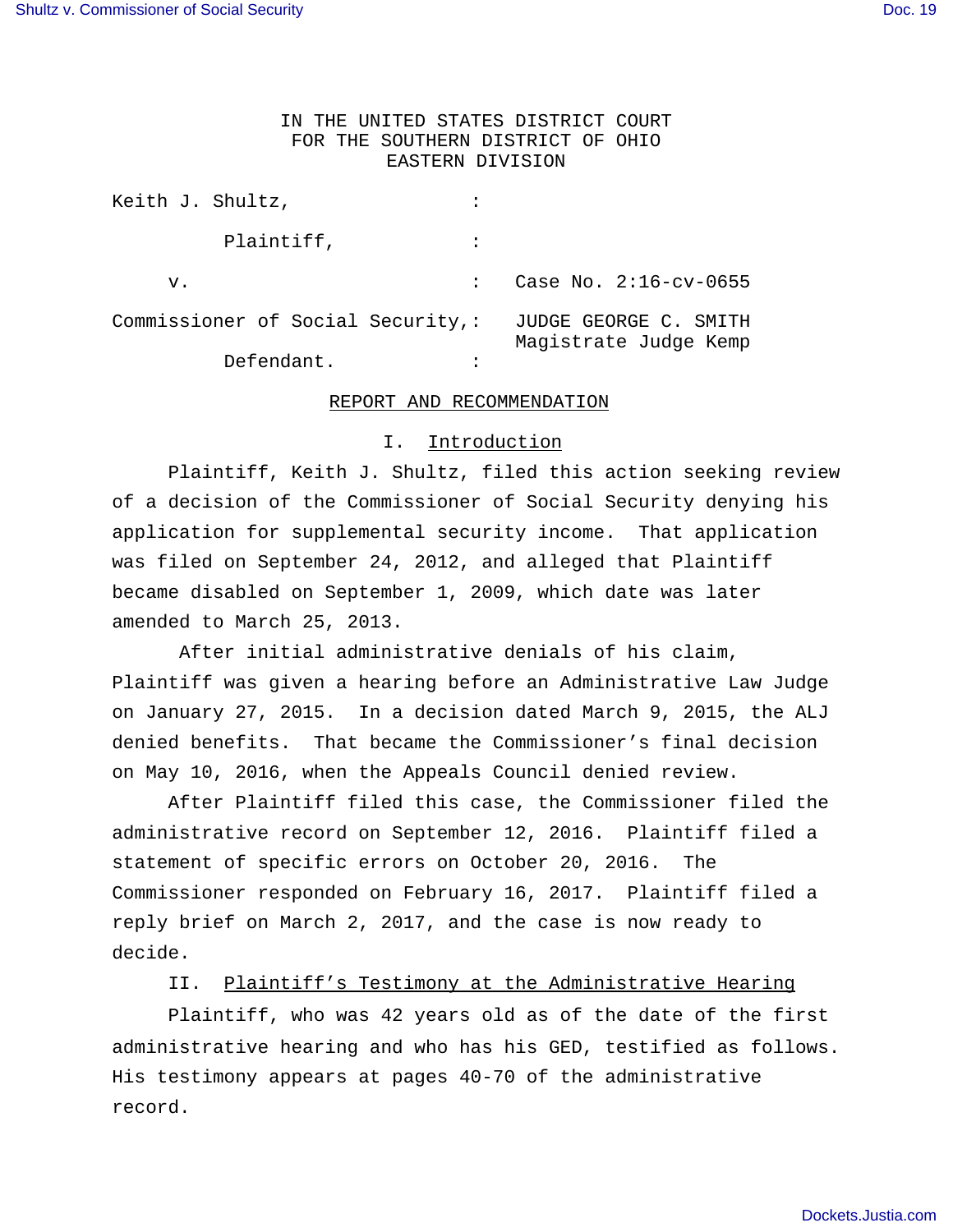IN THE UNITED STATES DISTRICT COURT
FOR THE SOUTHERN DISTRICT OF OHIO
EASTERN DIVISION

Keith J. Shultz, :

Plaintiff, :

v. : Case No. 2:16-cv-0655

Commissioner of Social Security,: JUDGE GEORGE C. SMITH
Magistrate Judge Kemp

Defendant. :

## REPORT AND RECOMMENDATION

### I. Introduction

Plaintiff, Keith J. Shultz, filed this action seeking review of a decision of the Commissioner of Social Security denying his application for supplemental security income. That application was filed on September 24, 2012, and alleged that Plaintiff became disabled on September 1, 2009, which date was later amended to March 25, 2013.

After initial administrative denials of his claim, Plaintiff was given a hearing before an Administrative Law Judge on January 27, 2015. In a decision dated March 9, 2015, the ALJ denied benefits. That became the Commissioner's final decision on May 10, 2016, when the Appeals Council denied review.

After Plaintiff filed this case, the Commissioner filed the administrative record on September 12, 2016. Plaintiff filed a statement of specific errors on October 20, 2016. The Commissioner responded on February 16, 2017. Plaintiff filed a reply brief on March 2, 2017, and the case is now ready to decide.

### II. Plaintiff's Testimony at the Administrative Hearing

Plaintiff, who was 42 years old as of the date of the first administrative hearing and who has his GED, testified as follows. His testimony appears at pages 40-70 of the administrative record.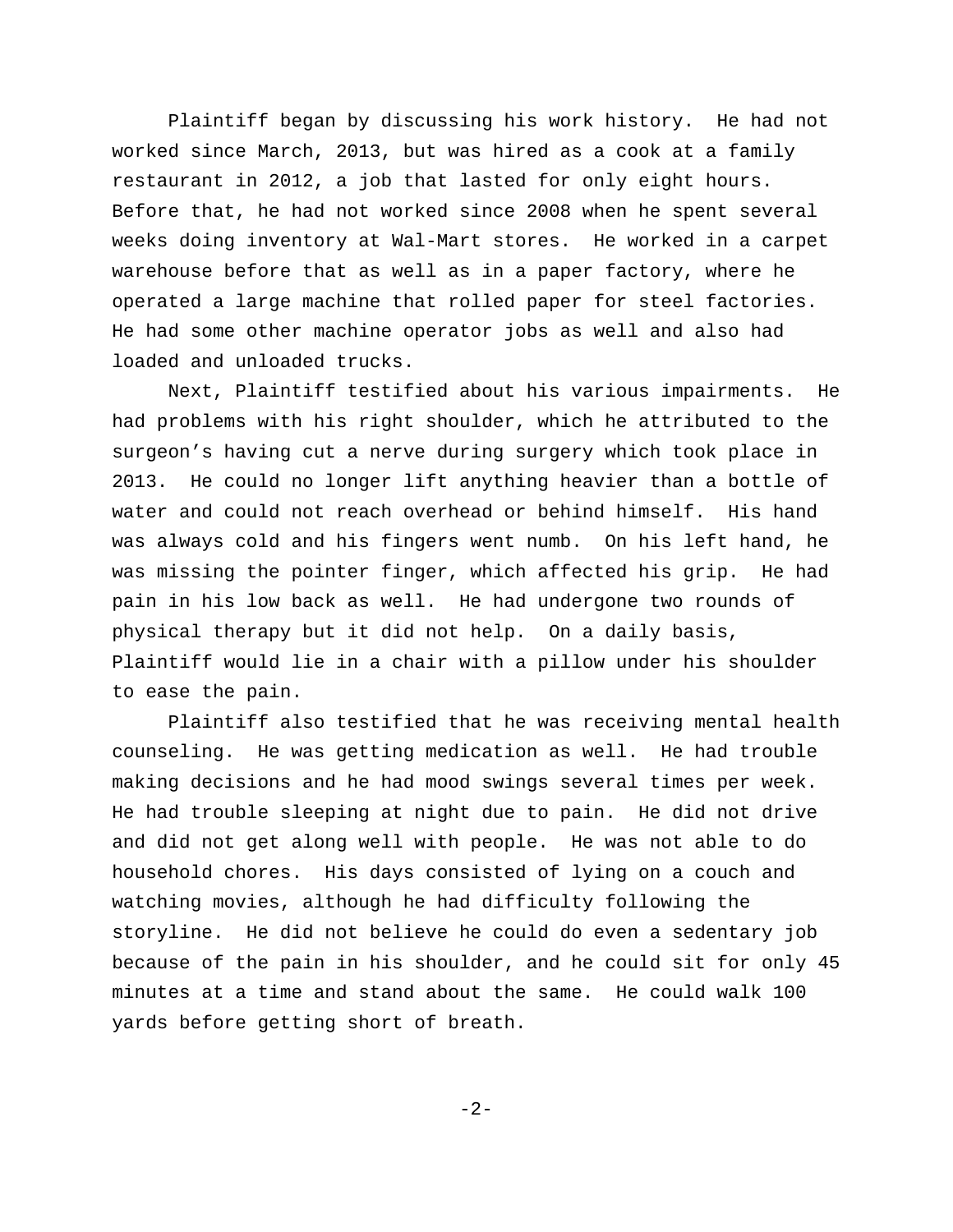Plaintiff began by discussing his work history. He had not worked since March, 2013, but was hired as a cook at a family restaurant in 2012, a job that lasted for only eight hours. Before that, he had not worked since 2008 when he spent several weeks doing inventory at Wal-Mart stores. He worked in a carpet warehouse before that as well as in a paper factory, where he operated a large machine that rolled paper for steel factories. He had some other machine operator jobs as well and also had loaded and unloaded trucks.

Next, Plaintiff testified about his various impairments. He had problems with his right shoulder, which he attributed to the surgeon's having cut a nerve during surgery which took place in 2013. He could no longer lift anything heavier than a bottle of water and could not reach overhead or behind himself. His hand was always cold and his fingers went numb. On his left hand, he was missing the pointer finger, which affected his grip. He had pain in his low back as well. He had undergone two rounds of physical therapy but it did not help. On a daily basis, Plaintiff would lie in a chair with a pillow under his shoulder to ease the pain.

Plaintiff also testified that he was receiving mental health counseling. He was getting medication as well. He had trouble making decisions and he had mood swings several times per week. He had trouble sleeping at night due to pain. He did not drive and did not get along well with people. He was not able to do household chores. His days consisted of lying on a couch and watching movies, although he had difficulty following the storyline. He did not believe he could do even a sedentary job because of the pain in his shoulder, and he could sit for only 45 minutes at a time and stand about the same. He could walk 100 yards before getting short of breath.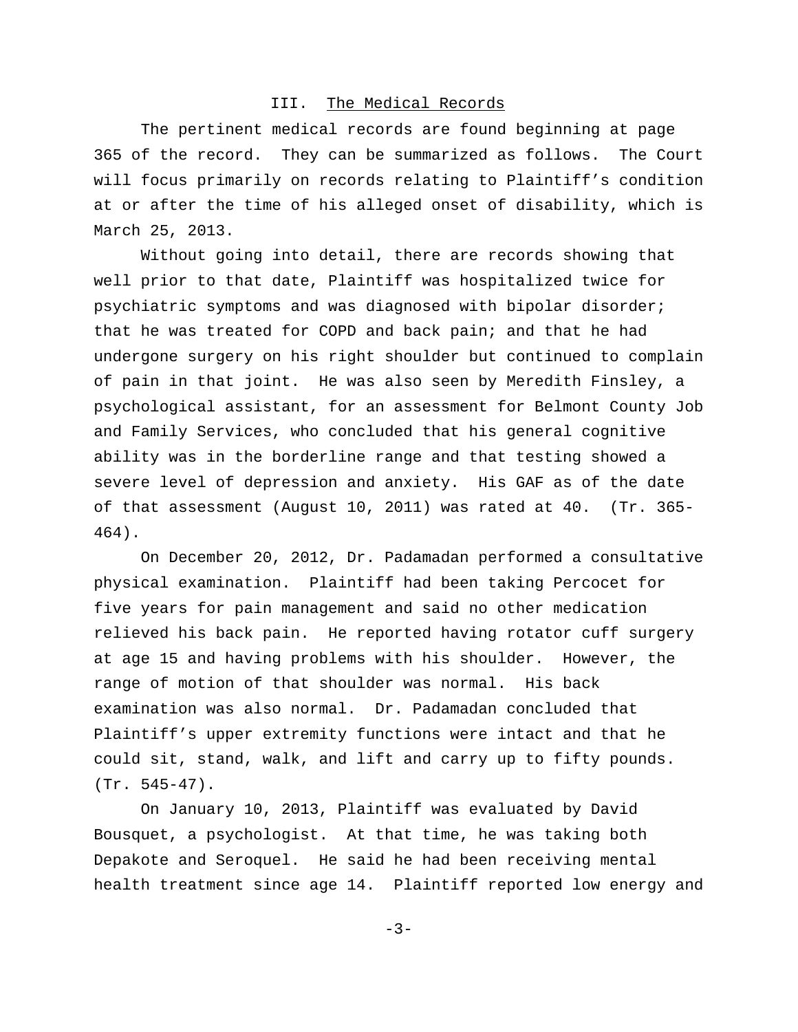## III. <u>The Medical Records</u>

The pertinent medical records are found beginning at page 365 of the record. They can be summarized as follows. The Court will focus primarily on records relating to Plaintiff's condition at or after the time of his alleged onset of disability, which is March 25, 2013.

Without going into detail, there are records showing that well prior to that date, Plaintiff was hospitalized twice for psychiatric symptoms and was diagnosed with bipolar disorder; that he was treated for COPD and back pain; and that he had undergone surgery on his right shoulder but continued to complain of pain in that joint. He was also seen by Meredith Finsley, a psychological assistant, for an assessment for Belmont County Job and Family Services, who concluded that his general cognitive ability was in the borderline range and that testing showed a severe level of depression and anxiety. His GAF as of the date of that assessment (August 10, 2011) was rated at 40. (Tr. 365-464).

On December 20, 2012, Dr. Padamadan performed a consultative physical examination. Plaintiff had been taking Percocet for five years for pain management and said no other medication relieved his back pain. He reported having rotator cuff surgery at age 15 and having problems with his shoulder. However, the range of motion of that shoulder was normal. His back examination was also normal. Dr. Padamadan concluded that Plaintiff's upper extremity functions were intact and that he could sit, stand, walk, and lift and carry up to fifty pounds. (Tr. 545-47).

On January 10, 2013, Plaintiff was evaluated by David Bousquet, a psychologist. At that time, he was taking both Depakote and Seroquel. He said he had been receiving mental health treatment since age 14. Plaintiff reported low energy and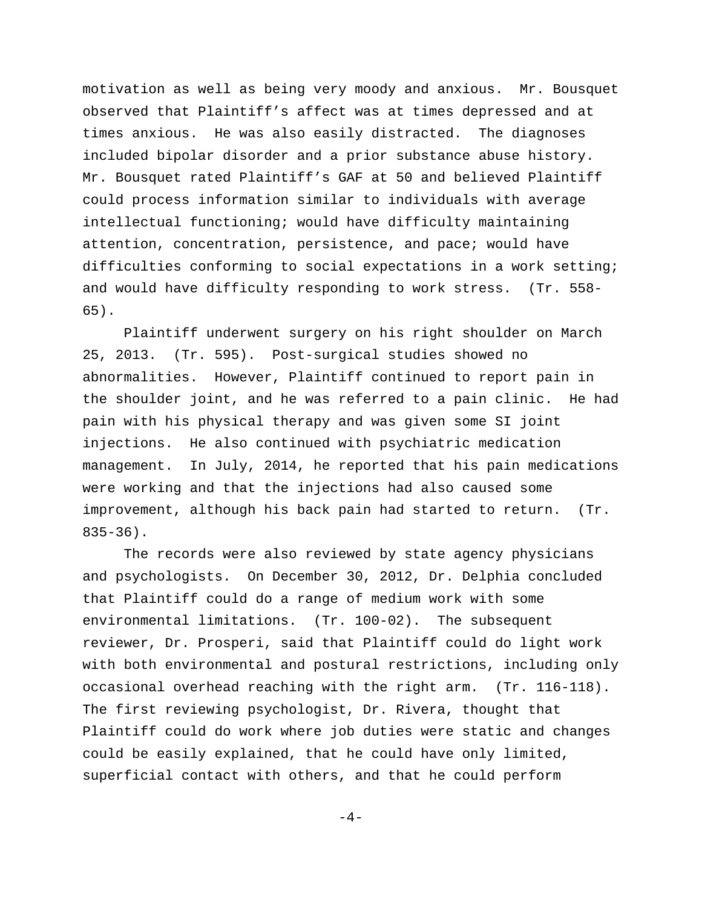motivation as well as being very moody and anxious. Mr. Bousquet observed that Plaintiff's affect was at times depressed and at times anxious. He was also easily distracted. The diagnoses included bipolar disorder and a prior substance abuse history. Mr. Bousquet rated Plaintiff's GAF at 50 and believed Plaintiff could process information similar to individuals with average intellectual functioning; would have difficulty maintaining attention, concentration, persistence, and pace; would have difficulties conforming to social expectations in a work setting; and would have difficulty responding to work stress. (Tr. 558-65).

Plaintiff underwent surgery on his right shoulder on March 25, 2013. (Tr. 595). Post-surgical studies showed no abnormalities. However, Plaintiff continued to report pain in the shoulder joint, and he was referred to a pain clinic. He had pain with his physical therapy and was given some SI joint injections. He also continued with psychiatric medication management. In July, 2014, he reported that his pain medications were working and that the injections had also caused some improvement, although his back pain had started to return. (Tr. 835-36).

The records were also reviewed by state agency physicians and psychologists. On December 30, 2012, Dr. Delphia concluded that Plaintiff could do a range of medium work with some environmental limitations. (Tr. 100-02). The subsequent reviewer, Dr. Prosperi, said that Plaintiff could do light work with both environmental and postural restrictions, including only occasional overhead reaching with the right arm. (Tr. 116-118). The first reviewing psychologist, Dr. Rivera, thought that Plaintiff could do work where job duties were static and changes could be easily explained, that he could have only limited, superficial contact with others, and that he could perform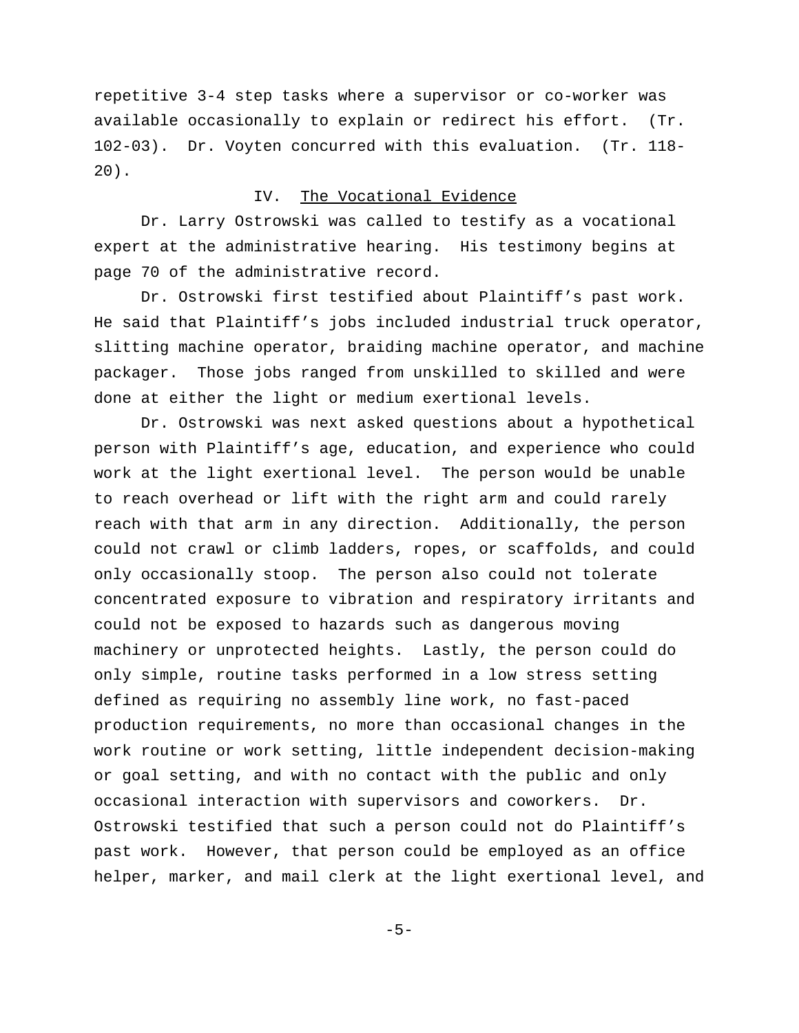repetitive 3-4 step tasks where a supervisor or co-worker was available occasionally to explain or redirect his effort. (Tr. 102-03). Dr. Voyten concurred with this evaluation. (Tr. 118-20).

## IV. The Vocational Evidence

Dr. Larry Ostrowski was called to testify as a vocational expert at the administrative hearing. His testimony begins at page 70 of the administrative record.

Dr. Ostrowski first testified about Plaintiff's past work. He said that Plaintiff's jobs included industrial truck operator, slitting machine operator, braiding machine operator, and machine packager. Those jobs ranged from unskilled to skilled and were done at either the light or medium exertional levels.

Dr. Ostrowski was next asked questions about a hypothetical person with Plaintiff's age, education, and experience who could work at the light exertional level. The person would be unable to reach overhead or lift with the right arm and could rarely reach with that arm in any direction. Additionally, the person could not crawl or climb ladders, ropes, or scaffolds, and could only occasionally stoop. The person also could not tolerate concentrated exposure to vibration and respiratory irritants and could not be exposed to hazards such as dangerous moving machinery or unprotected heights. Lastly, the person could do only simple, routine tasks performed in a low stress setting defined as requiring no assembly line work, no fast-paced production requirements, no more than occasional changes in the work routine or work setting, little independent decision-making or goal setting, and with no contact with the public and only occasional interaction with supervisors and coworkers. Dr. Ostrowski testified that such a person could not do Plaintiff's past work. However, that person could be employed as an office helper, marker, and mail clerk at the light exertional level, and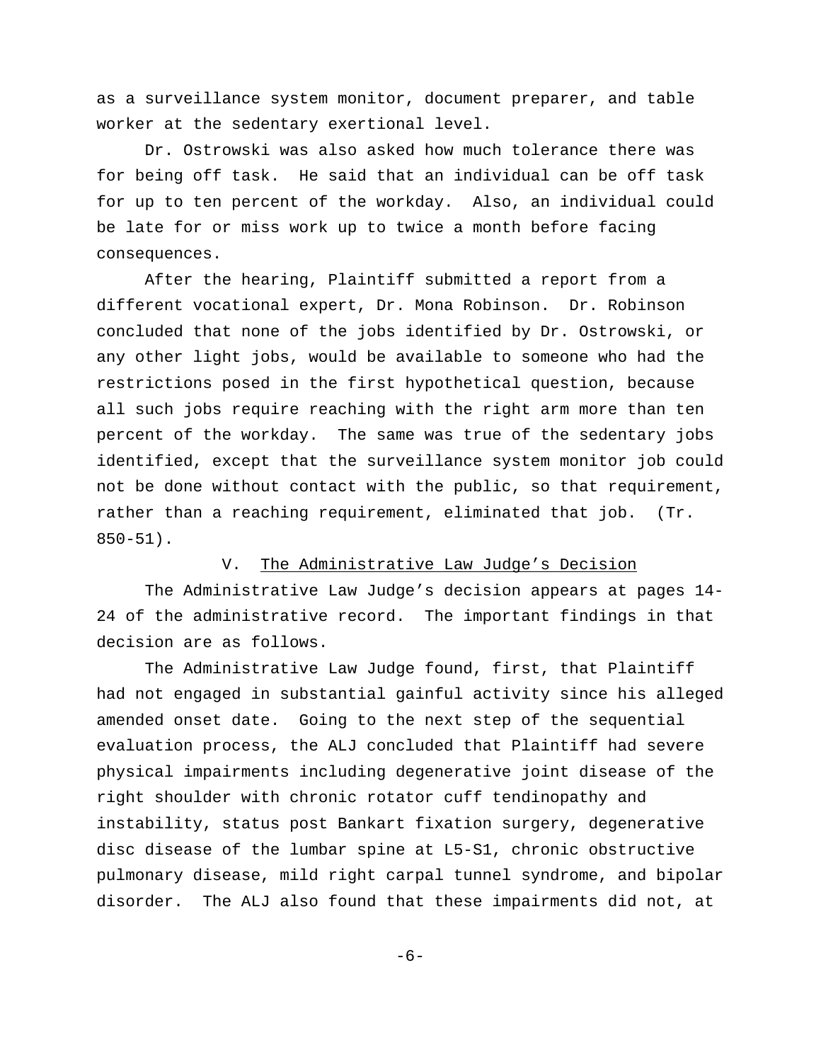as a surveillance system monitor, document preparer, and table worker at the sedentary exertional level.

Dr. Ostrowski was also asked how much tolerance there was for being off task. He said that an individual can be off task for up to ten percent of the workday. Also, an individual could be late for or miss work up to twice a month before facing consequences.

After the hearing, Plaintiff submitted a report from a different vocational expert, Dr. Mona Robinson. Dr. Robinson concluded that none of the jobs identified by Dr. Ostrowski, or any other light jobs, would be available to someone who had the restrictions posed in the first hypothetical question, because all such jobs require reaching with the right arm more than ten percent of the workday. The same was true of the sedentary jobs identified, except that the surveillance system monitor job could not be done without contact with the public, so that requirement, rather than a reaching requirement, eliminated that job. (Tr. 850-51).

## V. <u>The Administrative Law Judge's Decision</u>

The Administrative Law Judge's decision appears at pages 14-24 of the administrative record. The important findings in that decision are as follows.

The Administrative Law Judge found, first, that Plaintiff had not engaged in substantial gainful activity since his alleged amended onset date. Going to the next step of the sequential evaluation process, the ALJ concluded that Plaintiff had severe physical impairments including degenerative joint disease of the right shoulder with chronic rotator cuff tendinopathy and instability, status post Bankart fixation surgery, degenerative disc disease of the lumbar spine at L5-S1, chronic obstructive pulmonary disease, mild right carpal tunnel syndrome, and bipolar disorder. The ALJ also found that these impairments did not, at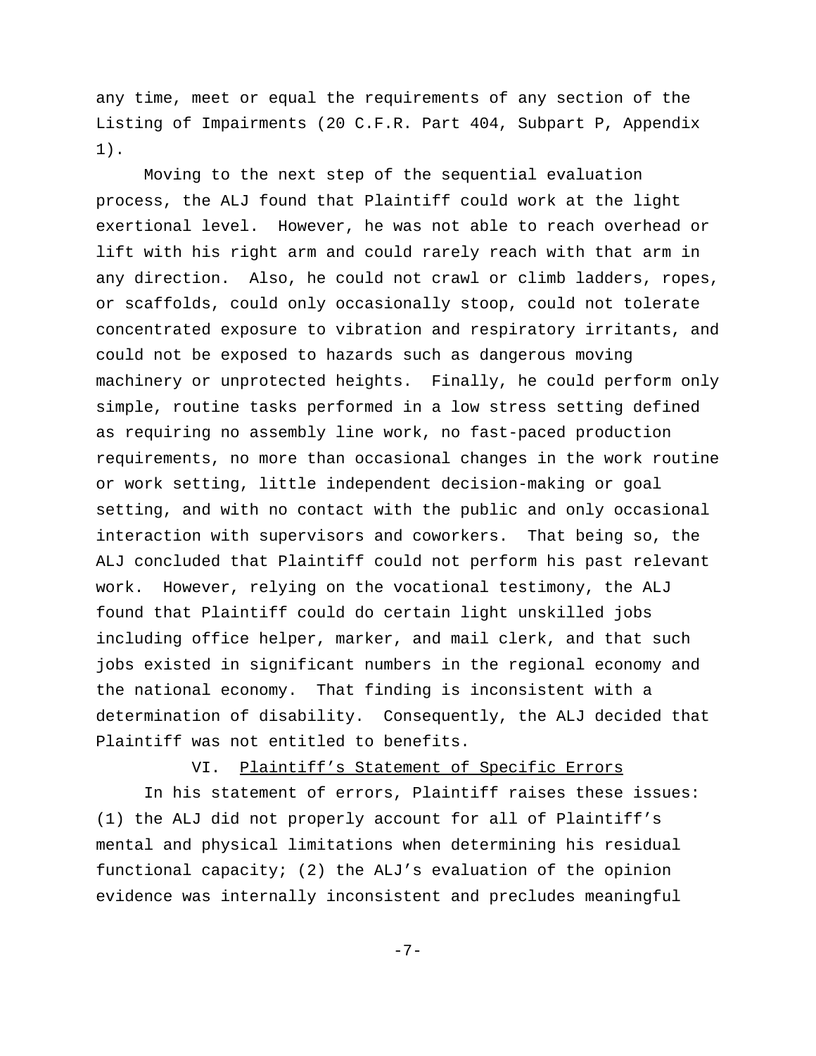any time, meet or equal the requirements of any section of the Listing of Impairments (20 C.F.R. Part 404, Subpart P, Appendix 1).

Moving to the next step of the sequential evaluation process, the ALJ found that Plaintiff could work at the light exertional level. However, he was not able to reach overhead or lift with his right arm and could rarely reach with that arm in any direction. Also, he could not crawl or climb ladders, ropes, or scaffolds, could only occasionally stoop, could not tolerate concentrated exposure to vibration and respiratory irritants, and could not be exposed to hazards such as dangerous moving machinery or unprotected heights. Finally, he could perform only simple, routine tasks performed in a low stress setting defined as requiring no assembly line work, no fast-paced production requirements, no more than occasional changes in the work routine or work setting, little independent decision-making or goal setting, and with no contact with the public and only occasional interaction with supervisors and coworkers. That being so, the ALJ concluded that Plaintiff could not perform his past relevant work. However, relying on the vocational testimony, the ALJ found that Plaintiff could do certain light unskilled jobs including office helper, marker, and mail clerk, and that such jobs existed in significant numbers in the regional economy and the national economy. That finding is inconsistent with a determination of disability. Consequently, the ALJ decided that Plaintiff was not entitled to benefits.

## VI. <u>Plaintiff's Statement of Specific Errors</u>

In his statement of errors, Plaintiff raises these issues: (1) the ALJ did not properly account for all of Plaintiff's mental and physical limitations when determining his residual functional capacity; (2) the ALJ's evaluation of the opinion evidence was internally inconsistent and precludes meaningful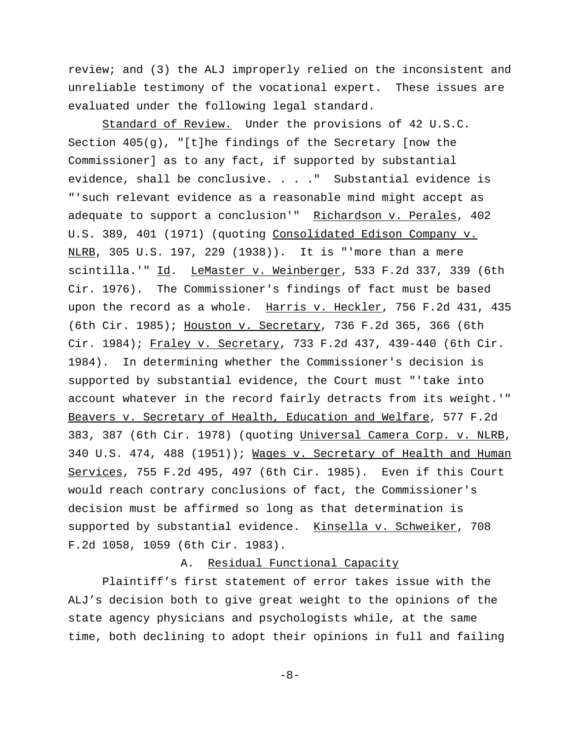review; and (3) the ALJ improperly relied on the inconsistent and unreliable testimony of the vocational expert. These issues are evaluated under the following legal standard.

Standard of Review. Under the provisions of 42 U.S.C. Section 405(g), "[t]he findings of the Secretary [now the Commissioner] as to any fact, if supported by substantial evidence, shall be conclusive. . . ." Substantial evidence is "'such relevant evidence as a reasonable mind might accept as adequate to support a conclusion'" Richardson v. Perales, 402 U.S. 389, 401 (1971) (quoting Consolidated Edison Company v. NLRB, 305 U.S. 197, 229 (1938)). It is "'more than a mere scintilla.'" Id. LeMaster v. Weinberger, 533 F.2d 337, 339 (6th Cir. 1976). The Commissioner's findings of fact must be based upon the record as a whole. Harris v. Heckler, 756 F.2d 431, 435 (6th Cir. 1985); Houston v. Secretary, 736 F.2d 365, 366 (6th Cir. 1984); Fraley v. Secretary, 733 F.2d 437, 439-440 (6th Cir. 1984). In determining whether the Commissioner's decision is supported by substantial evidence, the Court must "'take into account whatever in the record fairly detracts from its weight.'" Beavers v. Secretary of Health, Education and Welfare, 577 F.2d 383, 387 (6th Cir. 1978) (quoting Universal Camera Corp. v. NLRB, 340 U.S. 474, 488 (1951)); Wages v. Secretary of Health and Human Services, 755 F.2d 495, 497 (6th Cir. 1985). Even if this Court would reach contrary conclusions of fact, the Commissioner's decision must be affirmed so long as that determination is supported by substantial evidence. Kinsella v. Schweiker, 708 F.2d 1058, 1059 (6th Cir. 1983).

## A. Residual Functional Capacity

Plaintiff's first statement of error takes issue with the ALJ's decision both to give great weight to the opinions of the state agency physicians and psychologists while, at the same time, both declining to adopt their opinions in full and failing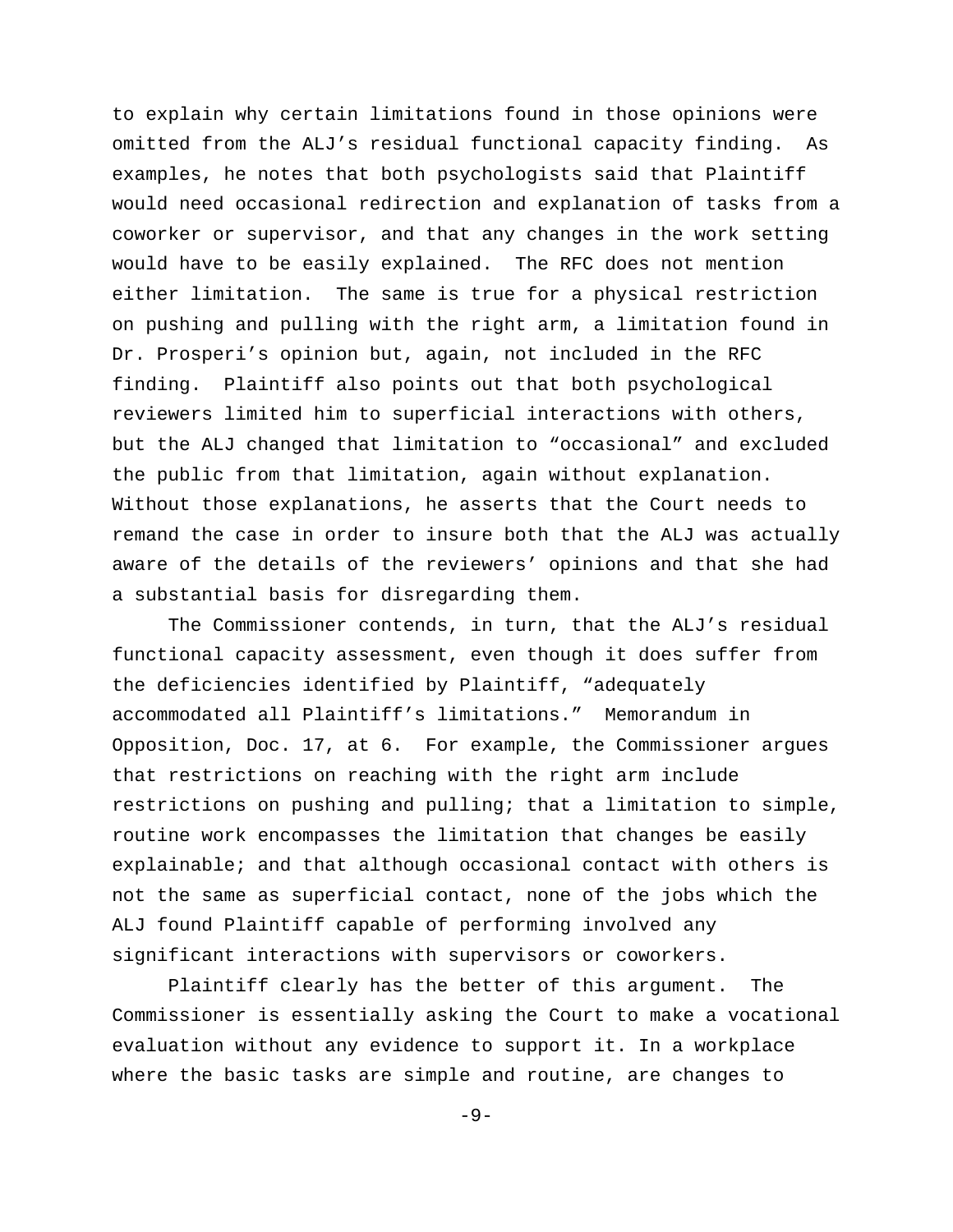to explain why certain limitations found in those opinions were omitted from the ALJ's residual functional capacity finding. As examples, he notes that both psychologists said that Plaintiff would need occasional redirection and explanation of tasks from a coworker or supervisor, and that any changes in the work setting would have to be easily explained. The RFC does not mention either limitation. The same is true for a physical restriction on pushing and pulling with the right arm, a limitation found in Dr. Prosperi's opinion but, again, not included in the RFC finding. Plaintiff also points out that both psychological reviewers limited him to superficial interactions with others, but the ALJ changed that limitation to "occasional" and excluded the public from that limitation, again without explanation. Without those explanations, he asserts that the Court needs to remand the case in order to insure both that the ALJ was actually aware of the details of the reviewers' opinions and that she had a substantial basis for disregarding them.

The Commissioner contends, in turn, that the ALJ's residual functional capacity assessment, even though it does suffer from the deficiencies identified by Plaintiff, "adequately accommodated all Plaintiff's limitations." Memorandum in Opposition, Doc. 17, at 6. For example, the Commissioner argues that restrictions on reaching with the right arm include restrictions on pushing and pulling; that a limitation to simple, routine work encompasses the limitation that changes be easily explainable; and that although occasional contact with others is not the same as superficial contact, none of the jobs which the ALJ found Plaintiff capable of performing involved any significant interactions with supervisors or coworkers.

Plaintiff clearly has the better of this argument. The Commissioner is essentially asking the Court to make a vocational evaluation without any evidence to support it. In a workplace where the basic tasks are simple and routine, are changes to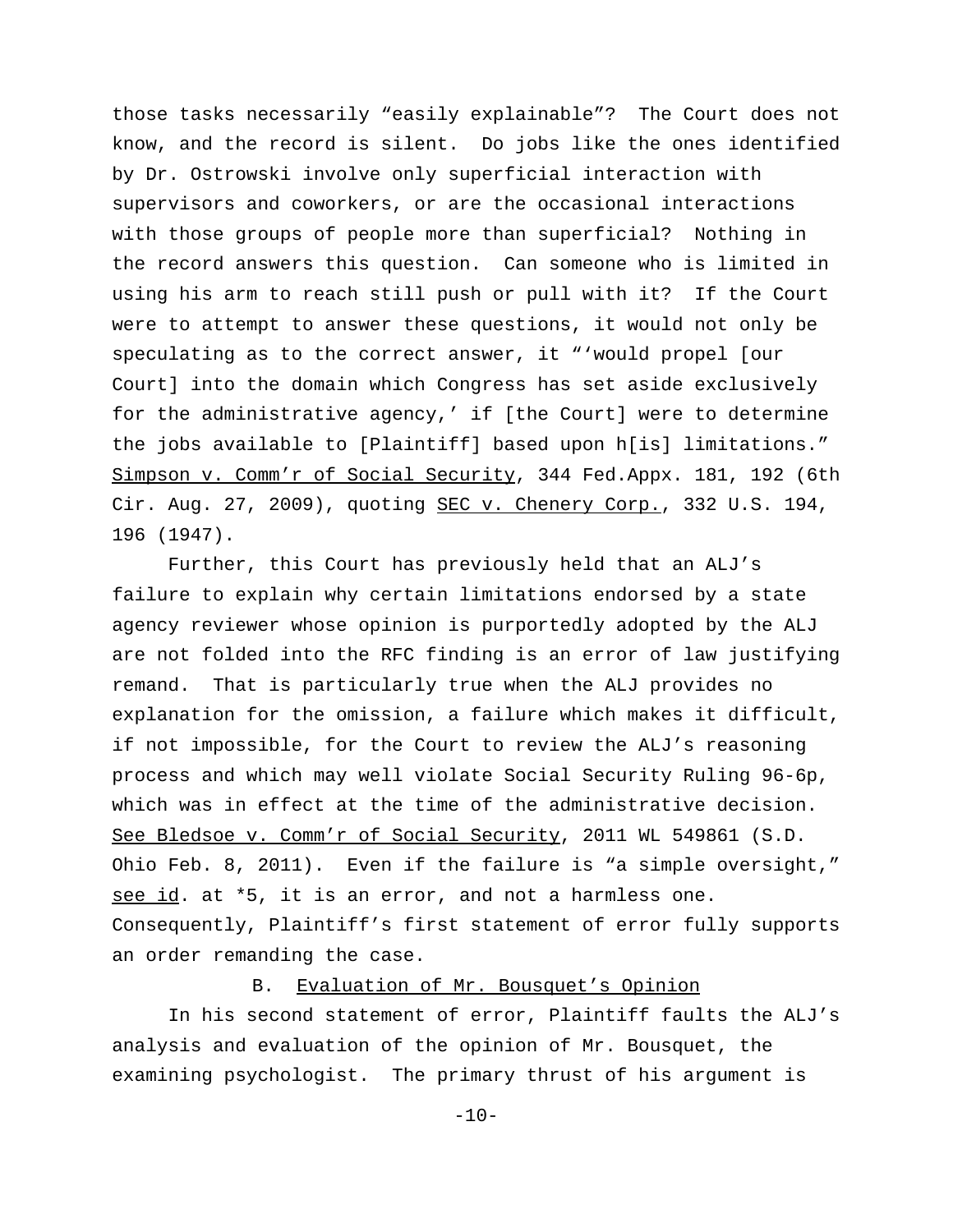those tasks necessarily "easily explainable"? The Court does not know, and the record is silent. Do jobs like the ones identified by Dr. Ostrowski involve only superficial interaction with supervisors and coworkers, or are the occasional interactions with those groups of people more than superficial? Nothing in the record answers this question. Can someone who is limited in using his arm to reach still push or pull with it? If the Court were to attempt to answer these questions, it would not only be speculating as to the correct answer, it "'would propel [our Court] into the domain which Congress has set aside exclusively for the administrative agency,' if [the Court] were to determine the jobs available to [Plaintiff] based upon h[is] limitations." Simpson v. Comm'r of Social Security, 344 Fed.Appx. 181, 192 (6th Cir. Aug. 27, 2009), quoting SEC v. Chenery Corp., 332 U.S. 194, 196 (1947).

Further, this Court has previously held that an ALJ's failure to explain why certain limitations endorsed by a state agency reviewer whose opinion is purportedly adopted by the ALJ are not folded into the RFC finding is an error of law justifying remand. That is particularly true when the ALJ provides no explanation for the omission, a failure which makes it difficult, if not impossible, for the Court to review the ALJ's reasoning process and which may well violate Social Security Ruling 96-6p, which was in effect at the time of the administrative decision. See Bledsoe v. Comm'r of Social Security, 2011 WL 549861 (S.D. Ohio Feb. 8, 2011). Even if the failure is "a simple oversight," see id. at *5, it is an error, and not a harmless one. Consequently, Plaintiff's first statement of error fully supports an order remanding the case.

B. Evaluation of Mr. Bousquet's Opinion

In his second statement of error, Plaintiff faults the ALJ's analysis and evaluation of the opinion of Mr. Bousquet, the examining psychologist. The primary thrust of his argument is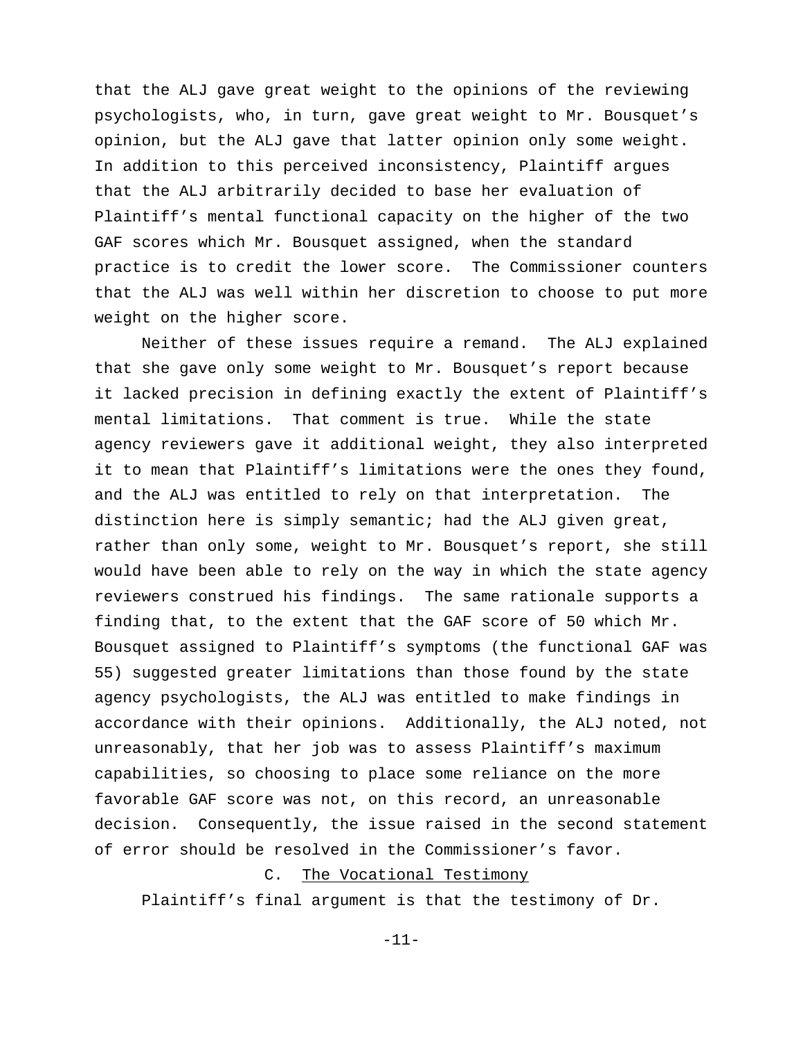that the ALJ gave great weight to the opinions of the reviewing psychologists, who, in turn, gave great weight to Mr. Bousquet's opinion, but the ALJ gave that latter opinion only some weight. In addition to this perceived inconsistency, Plaintiff argues that the ALJ arbitrarily decided to base her evaluation of Plaintiff's mental functional capacity on the higher of the two GAF scores which Mr. Bousquet assigned, when the standard practice is to credit the lower score. The Commissioner counters that the ALJ was well within her discretion to choose to put more weight on the higher score.

Neither of these issues require a remand. The ALJ explained that she gave only some weight to Mr. Bousquet's report because it lacked precision in defining exactly the extent of Plaintiff's mental limitations. That comment is true. While the state agency reviewers gave it additional weight, they also interpreted it to mean that Plaintiff's limitations were the ones they found, and the ALJ was entitled to rely on that interpretation. The distinction here is simply semantic; had the ALJ given great, rather than only some, weight to Mr. Bousquet's report, she still would have been able to rely on the way in which the state agency reviewers construed his findings. The same rationale supports a finding that, to the extent that the GAF score of 50 which Mr. Bousquet assigned to Plaintiff's symptoms (the functional GAF was 55) suggested greater limitations than those found by the state agency psychologists, the ALJ was entitled to make findings in accordance with their opinions. Additionally, the ALJ noted, not unreasonably, that her job was to assess Plaintiff's maximum capabilities, so choosing to place some reliance on the more favorable GAF score was not, on this record, an unreasonable decision. Consequently, the issue raised in the second statement of error should be resolved in the Commissioner's favor.

### C. The Vocational Testimony

Plaintiff's final argument is that the testimony of Dr.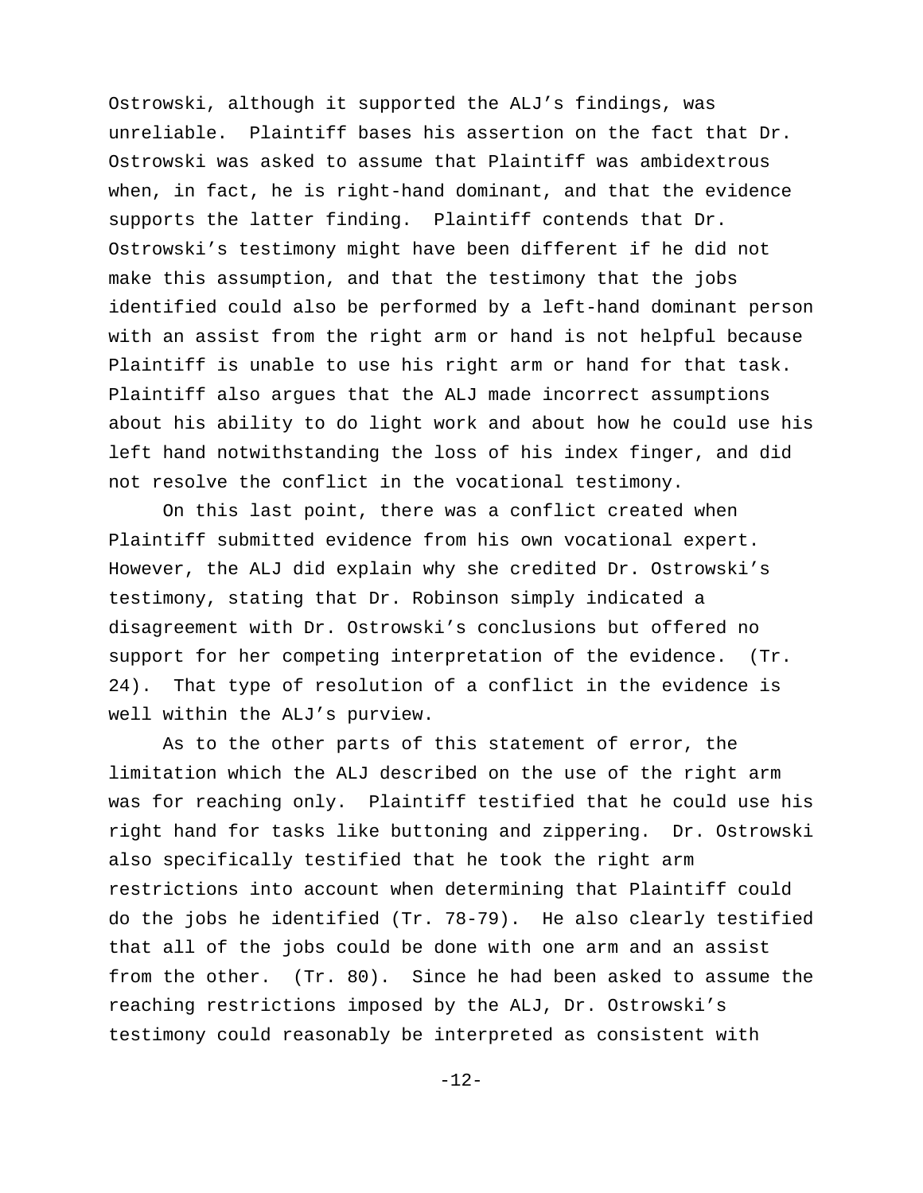Ostrowski, although it supported the ALJ's findings, was unreliable. Plaintiff bases his assertion on the fact that Dr. Ostrowski was asked to assume that Plaintiff was ambidextrous when, in fact, he is right-hand dominant, and that the evidence supports the latter finding. Plaintiff contends that Dr. Ostrowski's testimony might have been different if he did not make this assumption, and that the testimony that the jobs identified could also be performed by a left-hand dominant person with an assist from the right arm or hand is not helpful because Plaintiff is unable to use his right arm or hand for that task. Plaintiff also argues that the ALJ made incorrect assumptions about his ability to do light work and about how he could use his left hand notwithstanding the loss of his index finger, and did not resolve the conflict in the vocational testimony.

On this last point, there was a conflict created when Plaintiff submitted evidence from his own vocational expert. However, the ALJ did explain why she credited Dr. Ostrowski's testimony, stating that Dr. Robinson simply indicated a disagreement with Dr. Ostrowski's conclusions but offered no support for her competing interpretation of the evidence. (Tr. 24). That type of resolution of a conflict in the evidence is well within the ALJ's purview.

As to the other parts of this statement of error, the limitation which the ALJ described on the use of the right arm was for reaching only. Plaintiff testified that he could use his right hand for tasks like buttoning and zippering. Dr. Ostrowski also specifically testified that he took the right arm restrictions into account when determining that Plaintiff could do the jobs he identified (Tr. 78-79). He also clearly testified that all of the jobs could be done with one arm and an assist from the other. (Tr. 80). Since he had been asked to assume the reaching restrictions imposed by the ALJ, Dr. Ostrowski's testimony could reasonably be interpreted as consistent with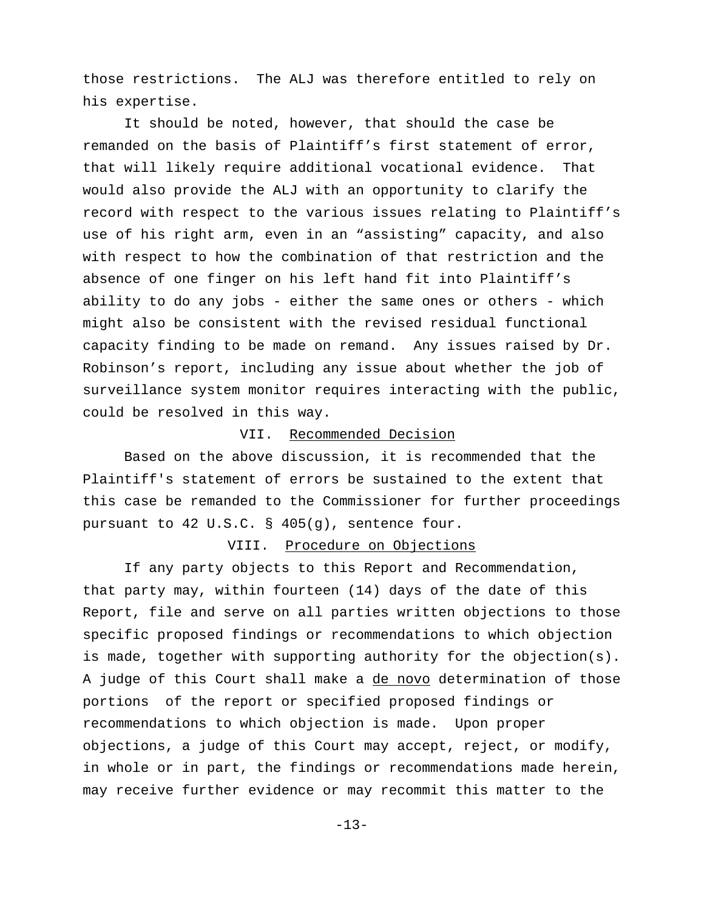those restrictions. The ALJ was therefore entitled to rely on his expertise.

It should be noted, however, that should the case be remanded on the basis of Plaintiff's first statement of error, that will likely require additional vocational evidence. That would also provide the ALJ with an opportunity to clarify the record with respect to the various issues relating to Plaintiff's use of his right arm, even in an "assisting" capacity, and also with respect to how the combination of that restriction and the absence of one finger on his left hand fit into Plaintiff's ability to do any jobs - either the same ones or others - which might also be consistent with the revised residual functional capacity finding to be made on remand. Any issues raised by Dr. Robinson's report, including any issue about whether the job of surveillance system monitor requires interacting with the public, could be resolved in this way.

## VII. Recommended Decision

Based on the above discussion, it is recommended that the Plaintiff's statement of errors be sustained to the extent that this case be remanded to the Commissioner for further proceedings pursuant to 42 U.S.C. § 405(g), sentence four.

## VIII. Procedure on Objections

If any party objects to this Report and Recommendation, that party may, within fourteen (14) days of the date of this Report, file and serve on all parties written objections to those specific proposed findings or recommendations to which objection is made, together with supporting authority for the objection(s). A judge of this Court shall make a de novo determination of those portions of the report or specified proposed findings or recommendations to which objection is made. Upon proper objections, a judge of this Court may accept, reject, or modify, in whole or in part, the findings or recommendations made herein, may receive further evidence or may recommit this matter to the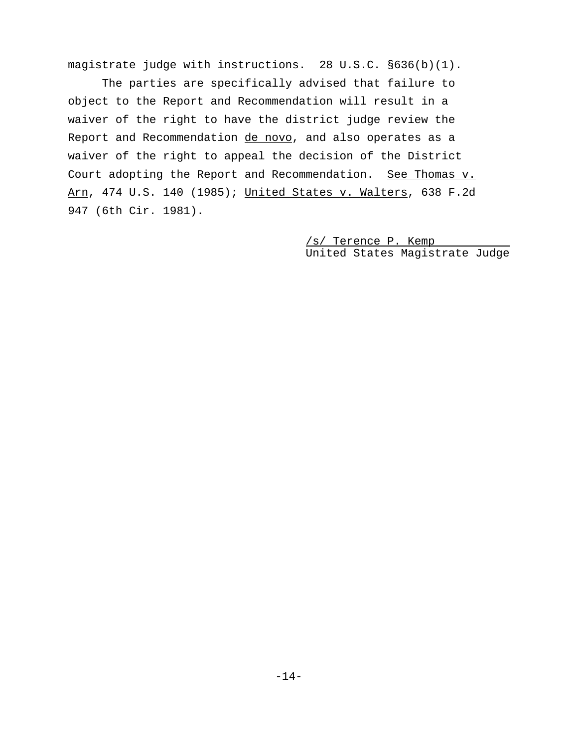magistrate judge with instructions. 28 U.S.C. §636(b)(1).

The parties are specifically advised that failure to object to the Report and Recommendation will result in a waiver of the right to have the district judge review the Report and Recommendation de novo, and also operates as a waiver of the right to appeal the decision of the District Court adopting the Report and Recommendation. See Thomas v. Arn, 474 U.S. 140 (1985); United States v. Walters, 638 F.2d 947 (6th Cir. 1981).

/s/ Terence P. Kemp
United States Magistrate Judge